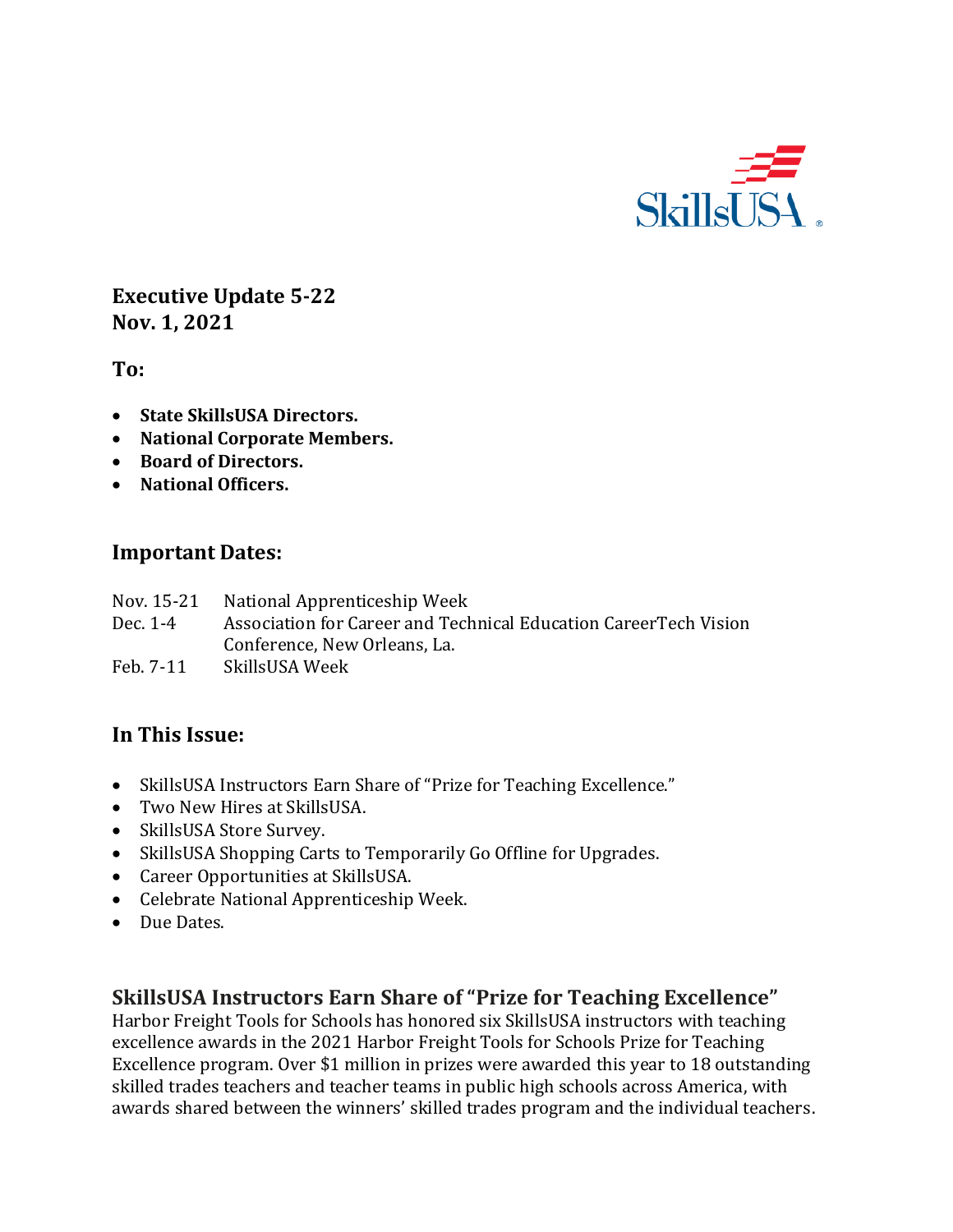SkillsUSA

**Executive Update 5-22**
**Nov. 1, 2021**

**To:**

- **State SkillsUSA Directors.**
- **National Corporate Members.**
- **Board of Directors.**
- **National Officers.**

## Important Dates:

| | |
|---|---|
| Nov. 15-21 | National Apprenticeship Week |
| Dec. 1-4 | Association for Career and Technical Education CareerTech Vision Conference, New Orleans, La. |
| Feb. 7-11 | SkillsUSA Week |

## In This Issue:

- SkillsUSA Instructors Earn Share of "Prize for Teaching Excellence."
- Two New Hires at SkillsUSA.
- SkillsUSA Store Survey.
- SkillsUSA Shopping Carts to Temporarily Go Offline for Upgrades.
- Career Opportunities at SkillsUSA.
- Celebrate National Apprenticeship Week.
- Due Dates.

## SkillsUSA Instructors Earn Share of "Prize for Teaching Excellence"

Harbor Freight Tools for Schools has honored six SkillsUSA instructors with teaching excellence awards in the 2021 Harbor Freight Tools for Schools Prize for Teaching Excellence program. Over $1 million in prizes were awarded this year to 18 outstanding skilled trades teachers and teacher teams in public high schools across America, with awards shared between the winners' skilled trades program and the individual teachers.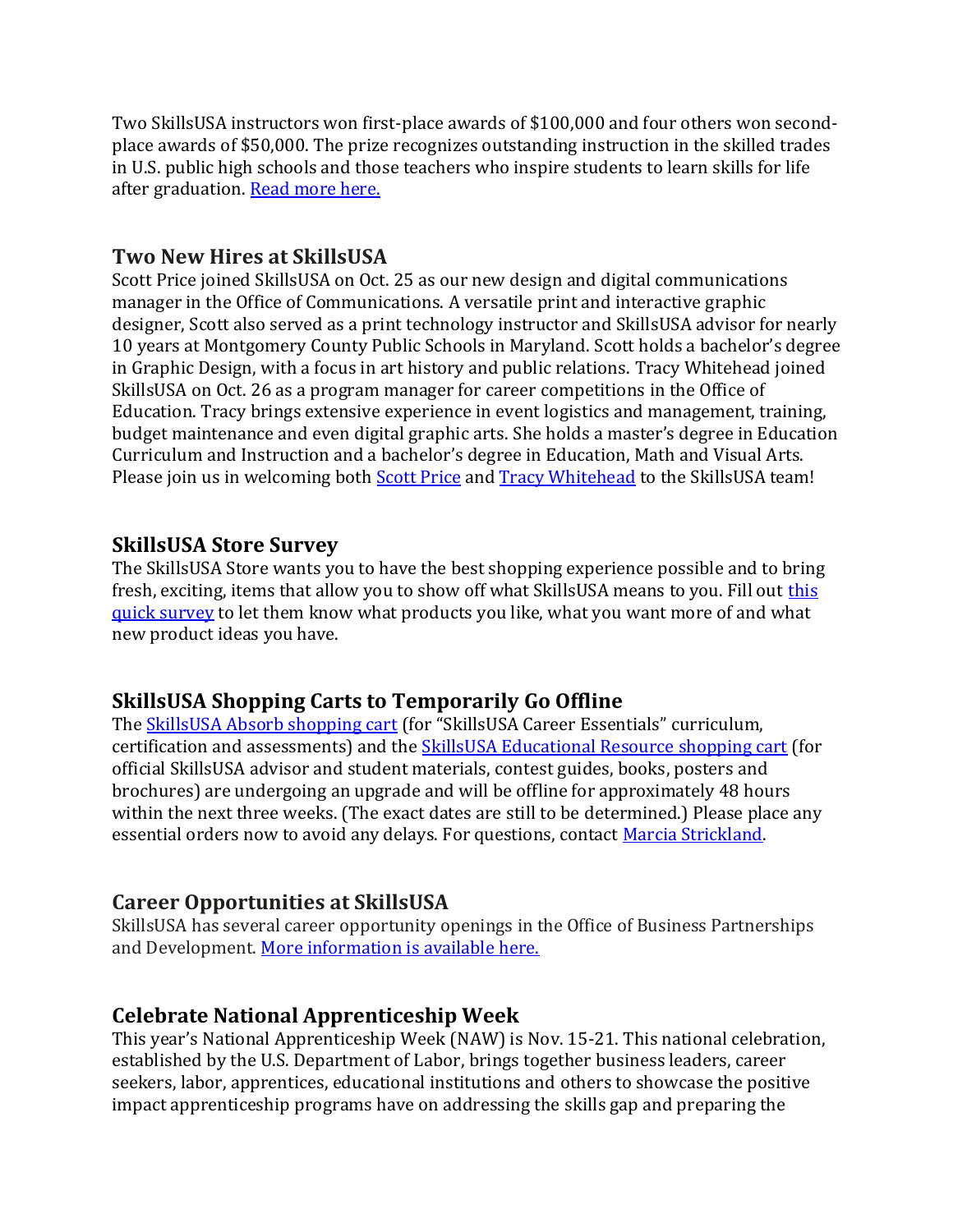Two SkillsUSA instructors won first-place awards of $100,000 and four others won second-place awards of $50,000. The prize recognizes outstanding instruction in the skilled trades in U.S. public high schools and those teachers who inspire students to learn skills for life after graduation. Read more here.

## Two New Hires at SkillsUSA

Scott Price joined SkillsUSA on Oct. 25 as our new design and digital communications manager in the Office of Communications. A versatile print and interactive graphic designer, Scott also served as a print technology instructor and SkillsUSA advisor for nearly 10 years at Montgomery County Public Schools in Maryland. Scott holds a bachelor's degree in Graphic Design, with a focus in art history and public relations. Tracy Whitehead joined SkillsUSA on Oct. 26 as a program manager for career competitions in the Office of Education. Tracy brings extensive experience in event logistics and management, training, budget maintenance and even digital graphic arts. She holds a master's degree in Education Curriculum and Instruction and a bachelor's degree in Education, Math and Visual Arts. Please join us in welcoming both Scott Price and Tracy Whitehead to the SkillsUSA team!

## SkillsUSA Store Survey

The SkillsUSA Store wants you to have the best shopping experience possible and to bring fresh, exciting, items that allow you to show off what SkillsUSA means to you. Fill out this quick survey to let them know what products you like, what you want more of and what new product ideas you have.

## SkillsUSA Shopping Carts to Temporarily Go Offline

The SkillsUSA Absorb shopping cart (for "SkillsUSA Career Essentials" curriculum, certification and assessments) and the SkillsUSA Educational Resource shopping cart (for official SkillsUSA advisor and student materials, contest guides, books, posters and brochures) are undergoing an upgrade and will be offline for approximately 48 hours within the next three weeks. (The exact dates are still to be determined.) Please place any essential orders now to avoid any delays. For questions, contact Marcia Strickland.

## Career Opportunities at SkillsUSA

SkillsUSA has several career opportunity openings in the Office of Business Partnerships and Development. More information is available here.

## Celebrate National Apprenticeship Week

This year's National Apprenticeship Week (NAW) is Nov. 15-21. This national celebration, established by the U.S. Department of Labor, brings together business leaders, career seekers, labor, apprentices, educational institutions and others to showcase the positive impact apprenticeship programs have on addressing the skills gap and preparing the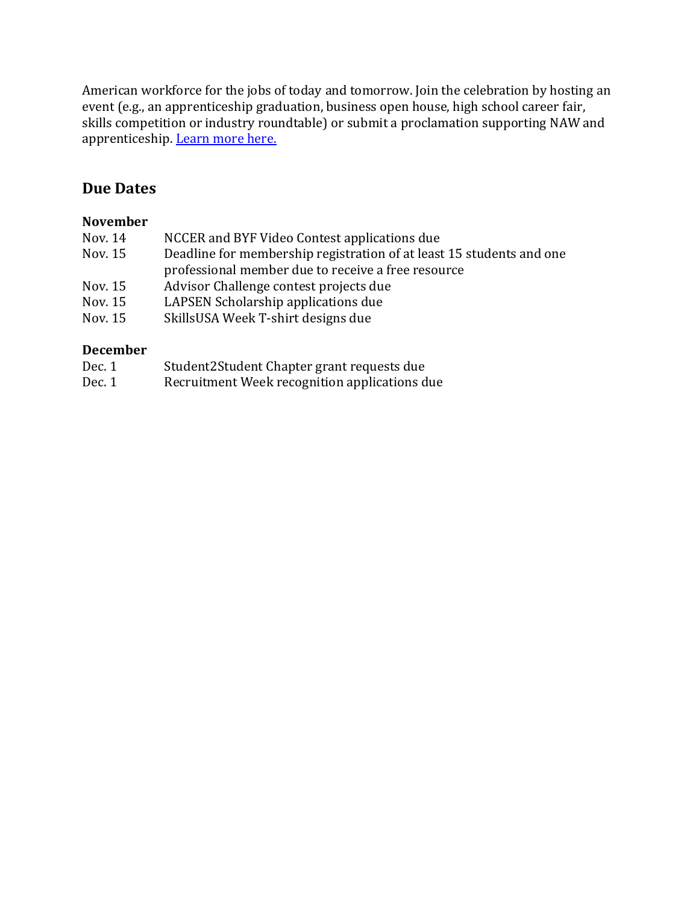American workforce for the jobs of today and tomorrow. Join the celebration by hosting an event (e.g., an apprenticeship graduation, business open house, high school career fair, skills competition or industry roundtable) or submit a proclamation supporting NAW and apprenticeship. Learn more here.

## Due Dates

**November**

| | |
|---|---|
| Nov. 14 | NCCER and BYF Video Contest applications due |
| Nov. 15 | Deadline for membership registration of at least 15 students and one professional member due to receive a free resource |
| Nov. 15 | Advisor Challenge contest projects due |
| Nov. 15 | LAPSEN Scholarship applications due |
| Nov. 15 | SkillsUSA Week T-shirt designs due |

**December**

| | |
|---|---|
| Dec. 1 | Student2Student Chapter grant requests due |
| Dec. 1 | Recruitment Week recognition applications due |